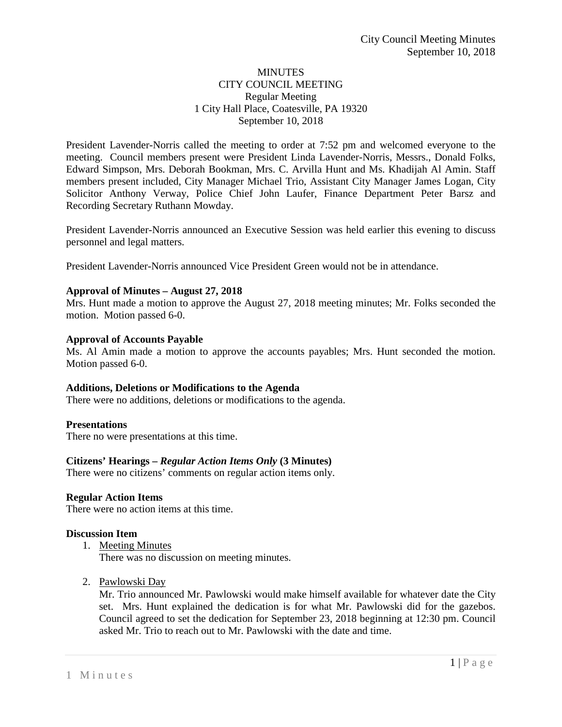MINUTES
CITY COUNCIL MEETING
Regular Meeting
1 City Hall Place, Coatesville, PA 19320
September 10, 2018

President Lavender-Norris called the meeting to order at 7:52 pm and welcomed everyone to the meeting. Council members present were President Linda Lavender-Norris, Messrs., Donald Folks, Edward Simpson, Mrs. Deborah Bookman, Mrs. C. Arvilla Hunt and Ms. Khadijah Al Amin. Staff members present included, City Manager Michael Trio, Assistant City Manager James Logan, City Solicitor Anthony Verway, Police Chief John Laufer, Finance Department Peter Barsz and Recording Secretary Ruthann Mowday.

President Lavender-Norris announced an Executive Session was held earlier this evening to discuss personnel and legal matters.

President Lavender-Norris announced Vice President Green would not be in attendance.

**Approval of Minutes – August 27, 2018**
Mrs. Hunt made a motion to approve the August 27, 2018 meeting minutes; Mr. Folks seconded the motion. Motion passed 6-0.

**Approval of Accounts Payable**
Ms. Al Amin made a motion to approve the accounts payables; Mrs. Hunt seconded the motion. Motion passed 6-0.

**Additions, Deletions or Modifications to the Agenda**
There were no additions, deletions or modifications to the agenda.

**Presentations**
There no were presentations at this time.

**Citizens' Hearings – *Regular Action Items Only* (3 Minutes)**
There were no citizens' comments on regular action items only.

**Regular Action Items**
There were no action items at this time.

**Discussion Item**

1. Meeting Minutes
   There was no discussion on meeting minutes.

2. Pawlowski Day
   Mr. Trio announced Mr. Pawlowski would make himself available for whatever date the City set. Mrs. Hunt explained the dedication is for what Mr. Pawlowski did for the gazebos. Council agreed to set the dedication for September 23, 2018 beginning at 12:30 pm. Council asked Mr. Trio to reach out to Mr. Pawlowski with the date and time.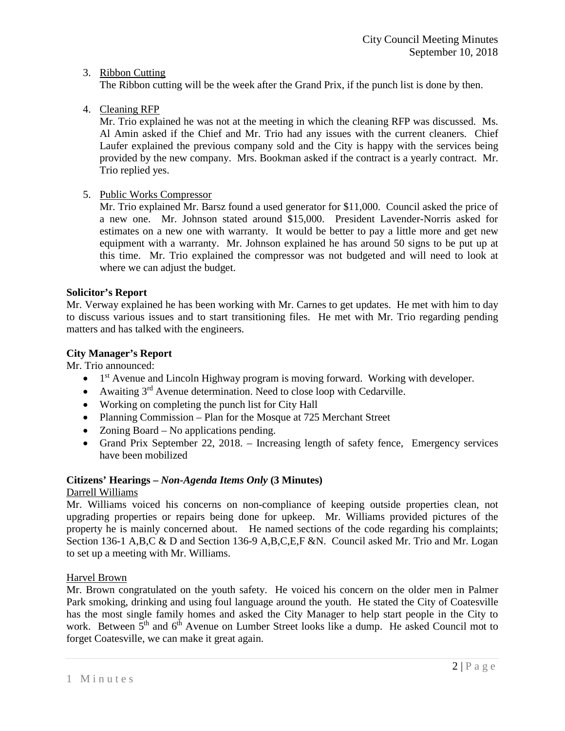3. Ribbon Cutting
   The Ribbon cutting will be the week after the Grand Prix, if the punch list is done by then.

4. Cleaning RFP
   Mr. Trio explained he was not at the meeting in which the cleaning RFP was discussed. Ms. Al Amin asked if the Chief and Mr. Trio had any issues with the current cleaners. Chief Laufer explained the previous company sold and the City is happy with the services being provided by the new company. Mrs. Bookman asked if the contract is a yearly contract. Mr. Trio replied yes.

5. Public Works Compressor
   Mr. Trio explained Mr. Barsz found a used generator for $11,000. Council asked the price of a new one. Mr. Johnson stated around $15,000. President Lavender-Norris asked for estimates on a new one with warranty. It would be better to pay a little more and get new equipment with a warranty. Mr. Johnson explained he has around 50 signs to be put up at this time. Mr. Trio explained the compressor was not budgeted and will need to look at where we can adjust the budget.

**Solicitor's Report**

Mr. Verway explained he has been working with Mr. Carnes to get updates. He met with him to day to discuss various issues and to start transitioning files. He met with Mr. Trio regarding pending matters and has talked with the engineers.

**City Manager's Report**

Mr. Trio announced:

- 1st Avenue and Lincoln Highway program is moving forward. Working with developer.
- Awaiting 3rd Avenue determination. Need to close loop with Cedarville.
- Working on completing the punch list for City Hall
- Planning Commission – Plan for the Mosque at 725 Merchant Street
- Zoning Board – No applications pending.
- Grand Prix September 22, 2018. – Increasing length of safety fence, Emergency services have been mobilized

**Citizens' Hearings –** ***Non-Agenda Items Only*** **(3 Minutes)**

Darrell Williams

Mr. Williams voiced his concerns on non-compliance of keeping outside properties clean, not upgrading properties or repairs being done for upkeep. Mr. Williams provided pictures of the property he is mainly concerned about. He named sections of the code regarding his complaints; Section 136-1 A,B,C & D and Section 136-9 A,B,C,E,F &N. Council asked Mr. Trio and Mr. Logan to set up a meeting with Mr. Williams.

Harvel Brown

Mr. Brown congratulated on the youth safety. He voiced his concern on the older men in Palmer Park smoking, drinking and using foul language around the youth. He stated the City of Coatesville has the most single family homes and asked the City Manager to help start people in the City to work. Between 5th and 6th Avenue on Lumber Street looks like a dump. He asked Council mot to forget Coatesville, we can make it great again.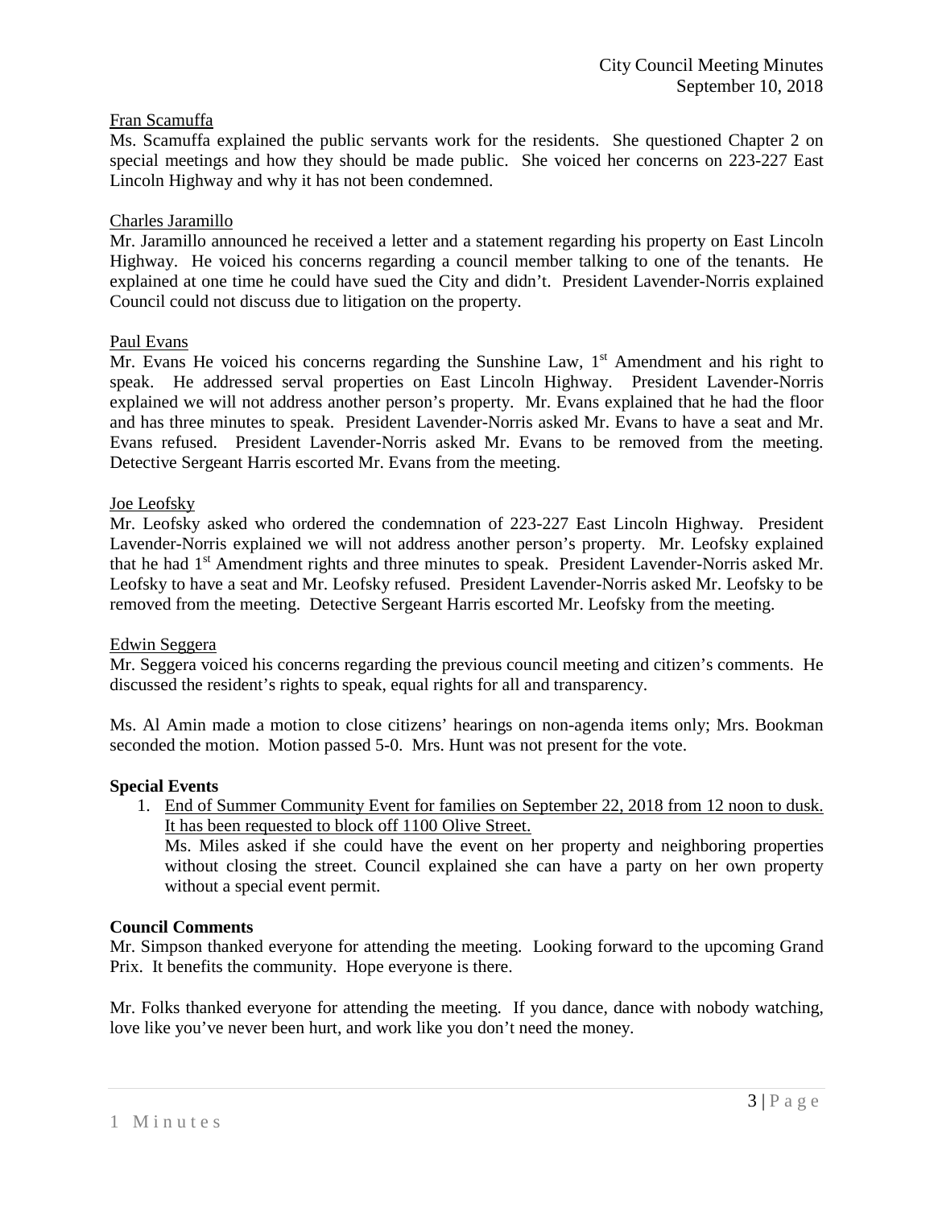Fran Scamuffa

Ms. Scamuffa explained the public servants work for the residents. She questioned Chapter 2 on special meetings and how they should be made public. She voiced her concerns on 223-227 East Lincoln Highway and why it has not been condemned.

Charles Jaramillo

Mr. Jaramillo announced he received a letter and a statement regarding his property on East Lincoln Highway. He voiced his concerns regarding a council member talking to one of the tenants. He explained at one time he could have sued the City and didn't. President Lavender-Norris explained Council could not discuss due to litigation on the property.

Paul Evans

Mr. Evans He voiced his concerns regarding the Sunshine Law, 1st Amendment and his right to speak. He addressed serval properties on East Lincoln Highway. President Lavender-Norris explained we will not address another person's property. Mr. Evans explained that he had the floor and has three minutes to speak. President Lavender-Norris asked Mr. Evans to have a seat and Mr. Evans refused. President Lavender-Norris asked Mr. Evans to be removed from the meeting. Detective Sergeant Harris escorted Mr. Evans from the meeting.

Joe Leofsky

Mr. Leofsky asked who ordered the condemnation of 223-227 East Lincoln Highway. President Lavender-Norris explained we will not address another person's property. Mr. Leofsky explained that he had 1st Amendment rights and three minutes to speak. President Lavender-Norris asked Mr. Leofsky to have a seat and Mr. Leofsky refused. President Lavender-Norris asked Mr. Leofsky to be removed from the meeting. Detective Sergeant Harris escorted Mr. Leofsky from the meeting.

Edwin Seggera

Mr. Seggera voiced his concerns regarding the previous council meeting and citizen's comments. He discussed the resident's rights to speak, equal rights for all and transparency.

Ms. Al Amin made a motion to close citizens' hearings on non-agenda items only; Mrs. Bookman seconded the motion. Motion passed 5-0. Mrs. Hunt was not present for the vote.

**Special Events**

1. End of Summer Community Event for families on September 22, 2018 from 12 noon to dusk. It has been requested to block off 1100 Olive Street.
   Ms. Miles asked if she could have the event on her property and neighboring properties without closing the street. Council explained she can have a party on her own property without a special event permit.

**Council Comments**

Mr. Simpson thanked everyone for attending the meeting. Looking forward to the upcoming Grand Prix. It benefits the community. Hope everyone is there.

Mr. Folks thanked everyone for attending the meeting. If you dance, dance with nobody watching, love like you've never been hurt, and work like you don't need the money.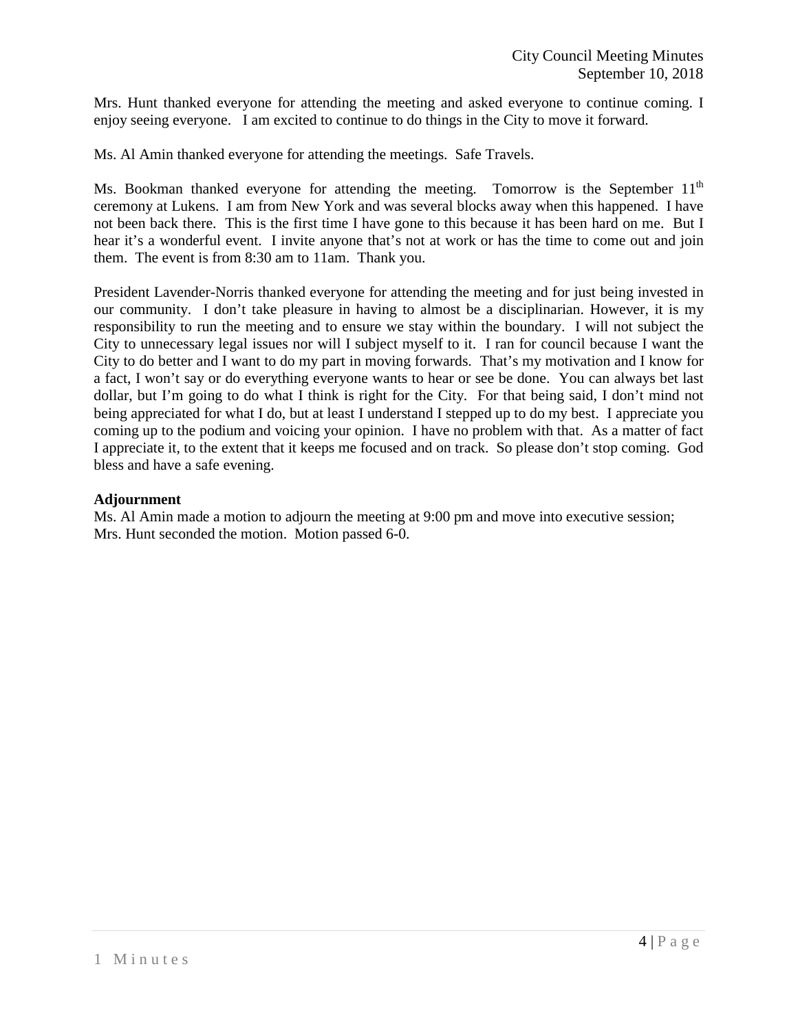Mrs. Hunt thanked everyone for attending the meeting and asked everyone to continue coming. I enjoy seeing everyone. I am excited to continue to do things in the City to move it forward.

Ms. Al Amin thanked everyone for attending the meetings. Safe Travels.

Ms. Bookman thanked everyone for attending the meeting. Tomorrow is the September 11th ceremony at Lukens. I am from New York and was several blocks away when this happened. I have not been back there. This is the first time I have gone to this because it has been hard on me. But I hear it's a wonderful event. I invite anyone that's not at work or has the time to come out and join them. The event is from 8:30 am to 11am. Thank you.

President Lavender-Norris thanked everyone for attending the meeting and for just being invested in our community. I don't take pleasure in having to almost be a disciplinarian. However, it is my responsibility to run the meeting and to ensure we stay within the boundary. I will not subject the City to unnecessary legal issues nor will I subject myself to it. I ran for council because I want the City to do better and I want to do my part in moving forwards. That's my motivation and I know for a fact, I won't say or do everything everyone wants to hear or see be done. You can always bet last dollar, but I'm going to do what I think is right for the City. For that being said, I don't mind not being appreciated for what I do, but at least I understand I stepped up to do my best. I appreciate you coming up to the podium and voicing your opinion. I have no problem with that. As a matter of fact I appreciate it, to the extent that it keeps me focused and on track. So please don't stop coming. God bless and have a safe evening.

**Adjournment**

Ms. Al Amin made a motion to adjourn the meeting at 9:00 pm and move into executive session; Mrs. Hunt seconded the motion. Motion passed 6-0.